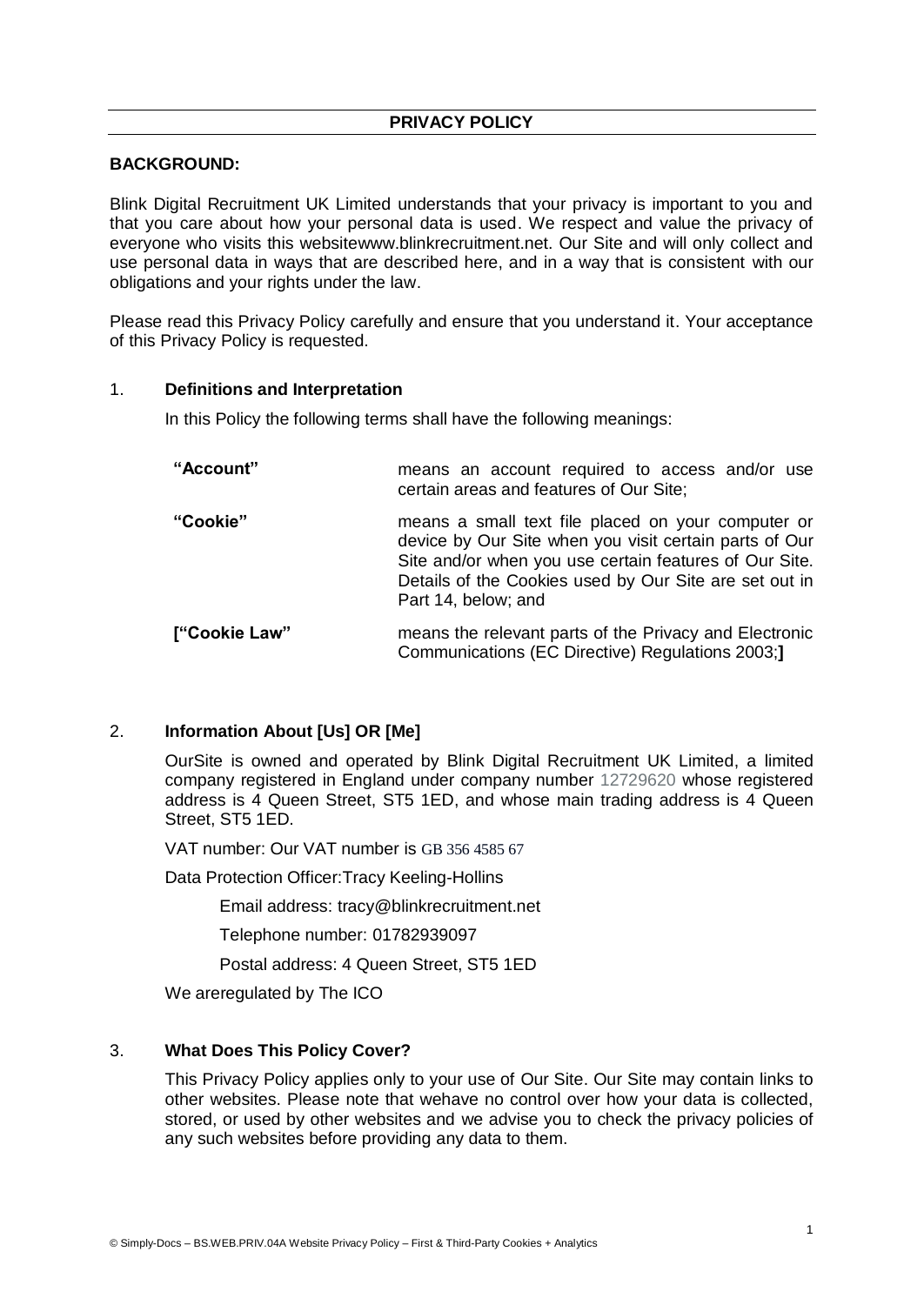# PRIVACY POLICY

**BACKGROUND:**

Blink Digital Recruitment UK Limited understands that your privacy is important to you and that you care about how your personal data is used. We respect and value the privacy of everyone who visits this websitewww.blinkrecruitment.net. Our Site and will only collect and use personal data in ways that are described here, and in a way that is consistent with our obligations and your rights under the law.

Please read this Privacy Policy carefully and ensure that you understand it. Your acceptance of this Privacy Policy is requested.

## 1. Definitions and Interpretation

In this Policy the following terms shall have the following meanings:

| | |
|---|---|
| **"Account"** | means an account required to access and/or use certain areas and features of Our Site; |
| **"Cookie"** | means a small text file placed on your computer or device by Our Site when you visit certain parts of Our Site and/or when you use certain features of Our Site. Details of the Cookies used by Our Site are set out in Part 14, below; and |
| **["Cookie Law"** | means the relevant parts of the Privacy and Electronic Communications (EC Directive) Regulations 2003;**]** |

## 2. Information About [Us] OR [Me]

OurSite is owned and operated by Blink Digital Recruitment UK Limited, a limited company registered in England under company number 12729620 whose registered address is 4 Queen Street, ST5 1ED, and whose main trading address is 4 Queen Street, ST5 1ED.

VAT number: Our VAT number is GB 356 4585 67

Data Protection Officer:Tracy Keeling-Hollins

Email address: tracy@blinkrecruitment.net

Telephone number: 01782939097

Postal address: 4 Queen Street, ST5 1ED

We areregulated by The ICO

## 3. What Does This Policy Cover?

This Privacy Policy applies only to your use of Our Site. Our Site may contain links to other websites. Please note that wehave no control over how your data is collected, stored, or used by other websites and we advise you to check the privacy policies of any such websites before providing any data to them.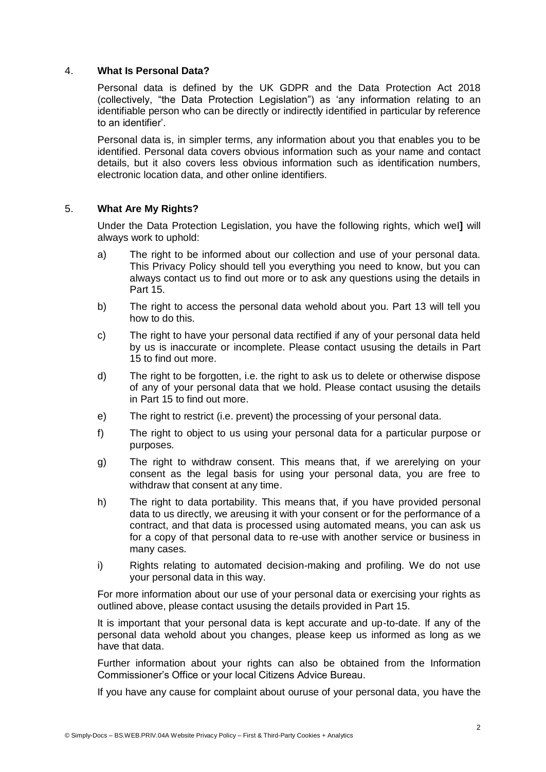## 4. **What Is Personal Data?**

Personal data is defined by the UK GDPR and the Data Protection Act 2018 (collectively, "the Data Protection Legislation") as 'any information relating to an identifiable person who can be directly or indirectly identified in particular by reference to an identifier'.

Personal data is, in simpler terms, any information about you that enables you to be identified. Personal data covers obvious information such as your name and contact details, but it also covers less obvious information such as identification numbers, electronic location data, and other online identifiers.

## 5. **What Are My Rights?**

Under the Data Protection Legislation, you have the following rights, which weI**]** will always work to uphold:

a) The right to be informed about our collection and use of your personal data. This Privacy Policy should tell you everything you need to know, but you can always contact us to find out more or to ask any questions using the details in Part 15.

b) The right to access the personal data wehold about you. Part 13 will tell you how to do this.

c) The right to have your personal data rectified if any of your personal data held by us is inaccurate or incomplete. Please contact ususing the details in Part 15 to find out more.

d) The right to be forgotten, i.e. the right to ask us to delete or otherwise dispose of any of your personal data that we hold. Please contact ususing the details in Part 15 to find out more.

e) The right to restrict (i.e. prevent) the processing of your personal data.

f) The right to object to us using your personal data for a particular purpose or purposes.

g) The right to withdraw consent. This means that, if we arerelying on your consent as the legal basis for using your personal data, you are free to withdraw that consent at any time.

h) The right to data portability. This means that, if you have provided personal data to us directly, we areusing it with your consent or for the performance of a contract, and that data is processed using automated means, you can ask us for a copy of that personal data to re-use with another service or business in many cases.

i) Rights relating to automated decision-making and profiling. We do not use your personal data in this way.

For more information about our use of your personal data or exercising your rights as outlined above, please contact ususing the details provided in Part 15.

It is important that your personal data is kept accurate and up-to-date. If any of the personal data wehold about you changes, please keep us informed as long as we have that data.

Further information about your rights can also be obtained from the Information Commissioner's Office or your local Citizens Advice Bureau.

If you have any cause for complaint about ouruse of your personal data, you have the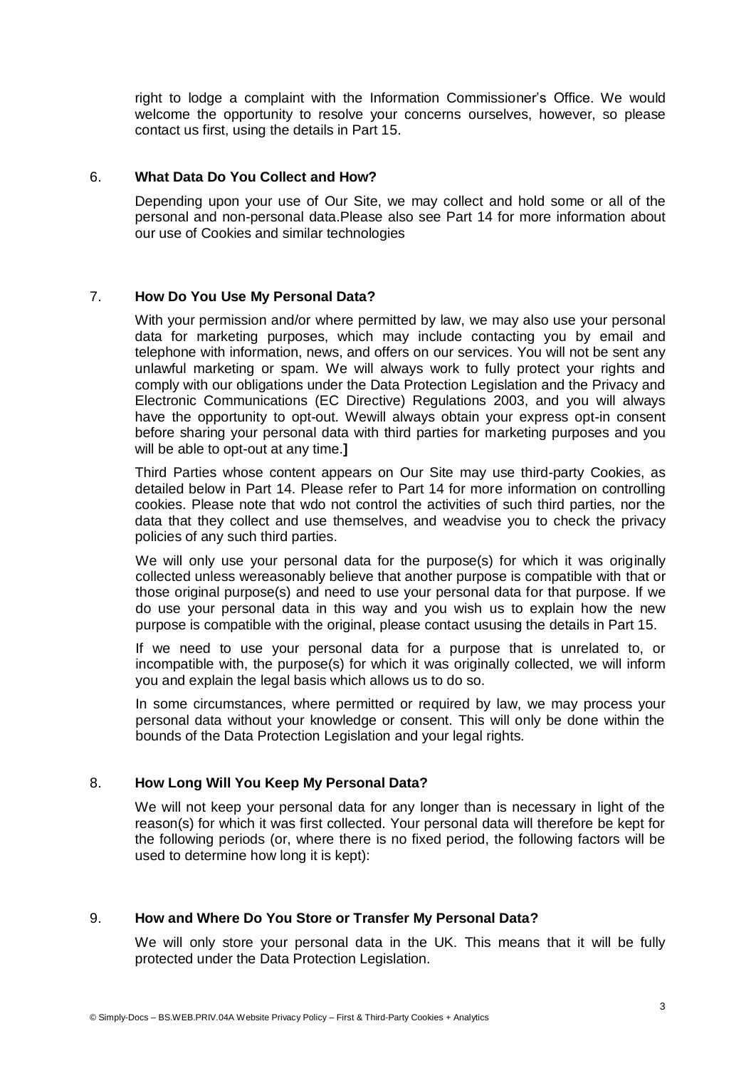right to lodge a complaint with the Information Commissioner's Office. We would welcome the opportunity to resolve your concerns ourselves, however, so please contact us first, using the details in Part 15.

## 6. **What Data Do You Collect and How?**

Depending upon your use of Our Site, we may collect and hold some or all of the personal and non-personal data.Please also see Part 14 for more information about our use of Cookies and similar technologies

## 7. **How Do You Use My Personal Data?**

With your permission and/or where permitted by law, we may also use your personal data for marketing purposes, which may include contacting you by email and telephone with information, news, and offers on our services. You will not be sent any unlawful marketing or spam. We will always work to fully protect your rights and comply with our obligations under the Data Protection Legislation and the Privacy and Electronic Communications (EC Directive) Regulations 2003, and you will always have the opportunity to opt-out. Wewill always obtain your express opt-in consent before sharing your personal data with third parties for marketing purposes and you will be able to opt-out at any time.**]**

Third Parties whose content appears on Our Site may use third-party Cookies, as detailed below in Part 14. Please refer to Part 14 for more information on controlling cookies. Please note that wdo not control the activities of such third parties, nor the data that they collect and use themselves, and weadvise you to check the privacy policies of any such third parties.

We will only use your personal data for the purpose(s) for which it was originally collected unless wereasonably believe that another purpose is compatible with that or those original purpose(s) and need to use your personal data for that purpose. If we do use your personal data in this way and you wish us to explain how the new purpose is compatible with the original, please contact ususing the details in Part 15.

If we need to use your personal data for a purpose that is unrelated to, or incompatible with, the purpose(s) for which it was originally collected, we will inform you and explain the legal basis which allows us to do so.

In some circumstances, where permitted or required by law, we may process your personal data without your knowledge or consent. This will only be done within the bounds of the Data Protection Legislation and your legal rights.

## 8. **How Long Will You Keep My Personal Data?**

We will not keep your personal data for any longer than is necessary in light of the reason(s) for which it was first collected. Your personal data will therefore be kept for the following periods (or, where there is no fixed period, the following factors will be used to determine how long it is kept):

## 9. **How and Where Do You Store or Transfer My Personal Data?**

We will only store your personal data in the UK. This means that it will be fully protected under the Data Protection Legislation.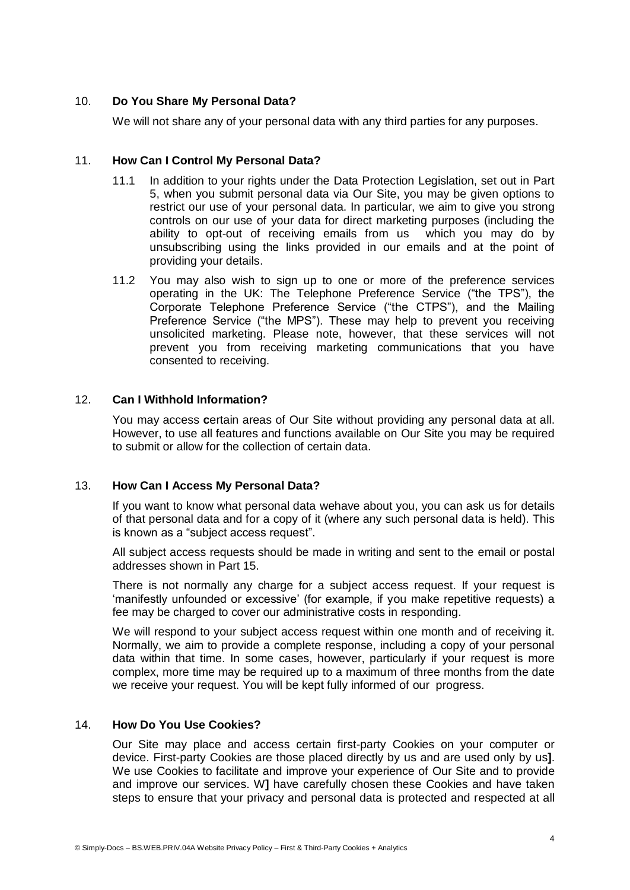## 10. Do You Share My Personal Data?

We will not share any of your personal data with any third parties for any purposes.

## 11. How Can I Control My Personal Data?

11.1 In addition to your rights under the Data Protection Legislation, set out in Part 5, when you submit personal data via Our Site, you may be given options to restrict our use of your personal data. In particular, we aim to give you strong controls on our use of your data for direct marketing purposes (including the ability to opt-out of receiving emails from us which you may do by unsubscribing using the links provided in our emails and at the point of providing your details.

11.2 You may also wish to sign up to one or more of the preference services operating in the UK: The Telephone Preference Service ("the TPS"), the Corporate Telephone Preference Service ("the CTPS"), and the Mailing Preference Service ("the MPS"). These may help to prevent you receiving unsolicited marketing. Please note, however, that these services will not prevent you from receiving marketing communications that you have consented to receiving.

## 12. Can I Withhold Information?

You may access **c**ertain areas of Our Site without providing any personal data at all. However, to use all features and functions available on Our Site you may be required to submit or allow for the collection of certain data.

## 13. How Can I Access My Personal Data?

If you want to know what personal data wehave about you, you can ask us for details of that personal data and for a copy of it (where any such personal data is held). This is known as a "subject access request".

All subject access requests should be made in writing and sent to the email or postal addresses shown in Part 15.

There is not normally any charge for a subject access request. If your request is 'manifestly unfounded or excessive' (for example, if you make repetitive requests) a fee may be charged to cover our administrative costs in responding.

We will respond to your subject access request within one month and of receiving it. Normally, we aim to provide a complete response, including a copy of your personal data within that time. In some cases, however, particularly if your request is more complex, more time may be required up to a maximum of three months from the date we receive your request. You will be kept fully informed of our progress.

## 14. How Do You Use Cookies?

Our Site may place and access certain first-party Cookies on your computer or device. First-party Cookies are those placed directly by us and are used only by us**]**. We use Cookies to facilitate and improve your experience of Our Site and to provide and improve our services. W**]** have carefully chosen these Cookies and have taken steps to ensure that your privacy and personal data is protected and respected at all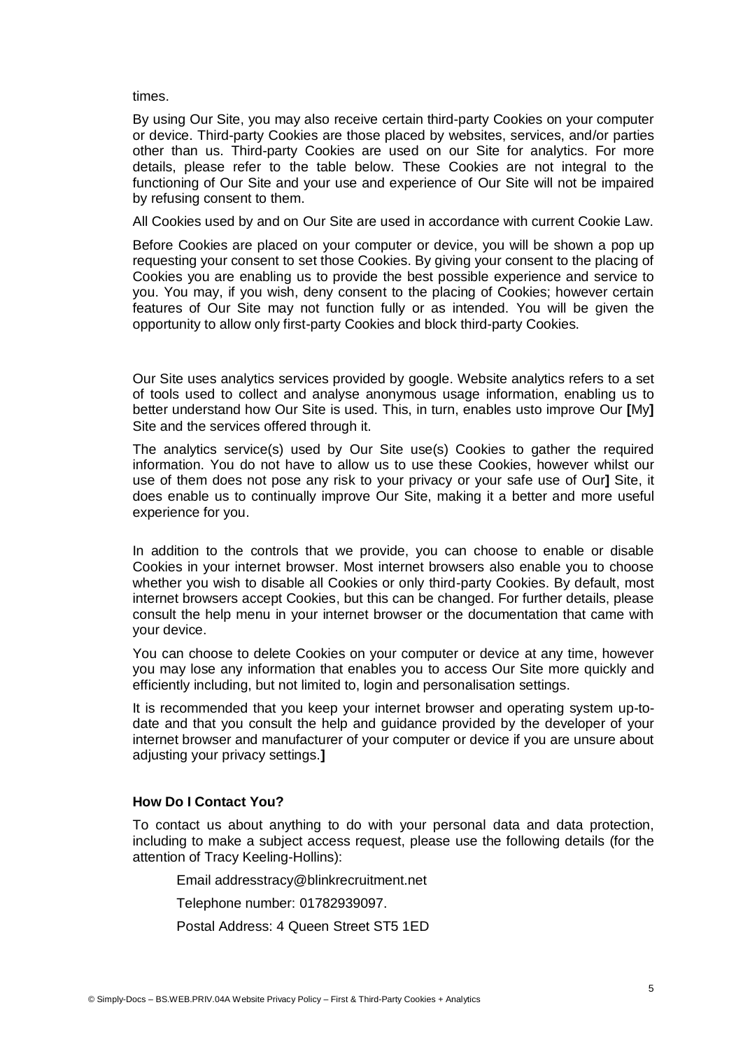times.

By using Our Site, you may also receive certain third-party Cookies on your computer or device. Third-party Cookies are those placed by websites, services, and/or parties other than us. Third-party Cookies are used on our Site for analytics. For more details, please refer to the table below. These Cookies are not integral to the functioning of Our Site and your use and experience of Our Site will not be impaired by refusing consent to them.

All Cookies used by and on Our Site are used in accordance with current Cookie Law.

Before Cookies are placed on your computer or device, you will be shown a pop up requesting your consent to set those Cookies. By giving your consent to the placing of Cookies you are enabling us to provide the best possible experience and service to you. You may, if you wish, deny consent to the placing of Cookies; however certain features of Our Site may not function fully or as intended. You will be given the opportunity to allow only first-party Cookies and block third-party Cookies.

Our Site uses analytics services provided by google. Website analytics refers to a set of tools used to collect and analyse anonymous usage information, enabling us to better understand how Our Site is used. This, in turn, enables usto improve Our **[**My**]** Site and the services offered through it.

The analytics service(s) used by Our Site use(s) Cookies to gather the required information. You do not have to allow us to use these Cookies, however whilst our use of them does not pose any risk to your privacy or your safe use of Our**]** Site, it does enable us to continually improve Our Site, making it a better and more useful experience for you.

In addition to the controls that we provide, you can choose to enable or disable Cookies in your internet browser. Most internet browsers also enable you to choose whether you wish to disable all Cookies or only third-party Cookies. By default, most internet browsers accept Cookies, but this can be changed. For further details, please consult the help menu in your internet browser or the documentation that came with your device.

You can choose to delete Cookies on your computer or device at any time, however you may lose any information that enables you to access Our Site more quickly and efficiently including, but not limited to, login and personalisation settings.

It is recommended that you keep your internet browser and operating system up-to-date and that you consult the help and guidance provided by the developer of your internet browser and manufacturer of your computer or device if you are unsure about adjusting your privacy settings.**]**

**How Do I Contact You?**

To contact us about anything to do with your personal data and data protection, including to make a subject access request, please use the following details (for the attention of Tracy Keeling-Hollins):

Email addresstracy@blinkrecruitment.net

Telephone number: 01782939097.

Postal Address: 4 Queen Street ST5 1ED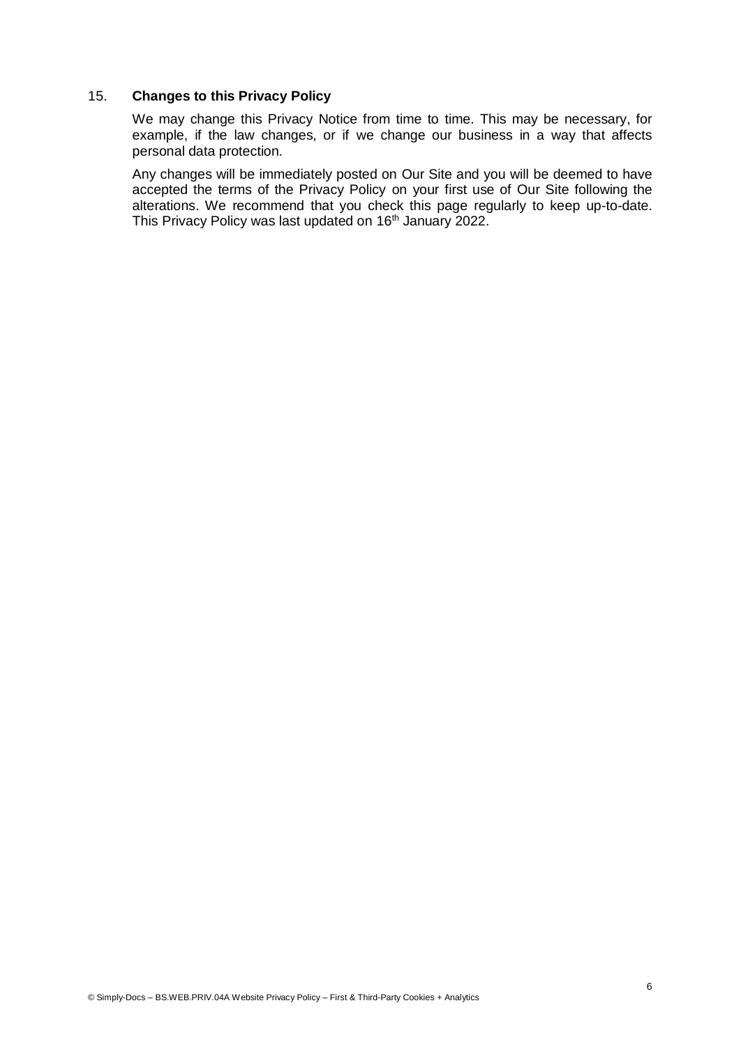## 15. Changes to this Privacy Policy

We may change this Privacy Notice from time to time. This may be necessary, for example, if the law changes, or if we change our business in a way that affects personal data protection.

Any changes will be immediately posted on Our Site and you will be deemed to have accepted the terms of the Privacy Policy on your first use of Our Site following the alterations. We recommend that you check this page regularly to keep up-to-date. This Privacy Policy was last updated on 16th January 2022.